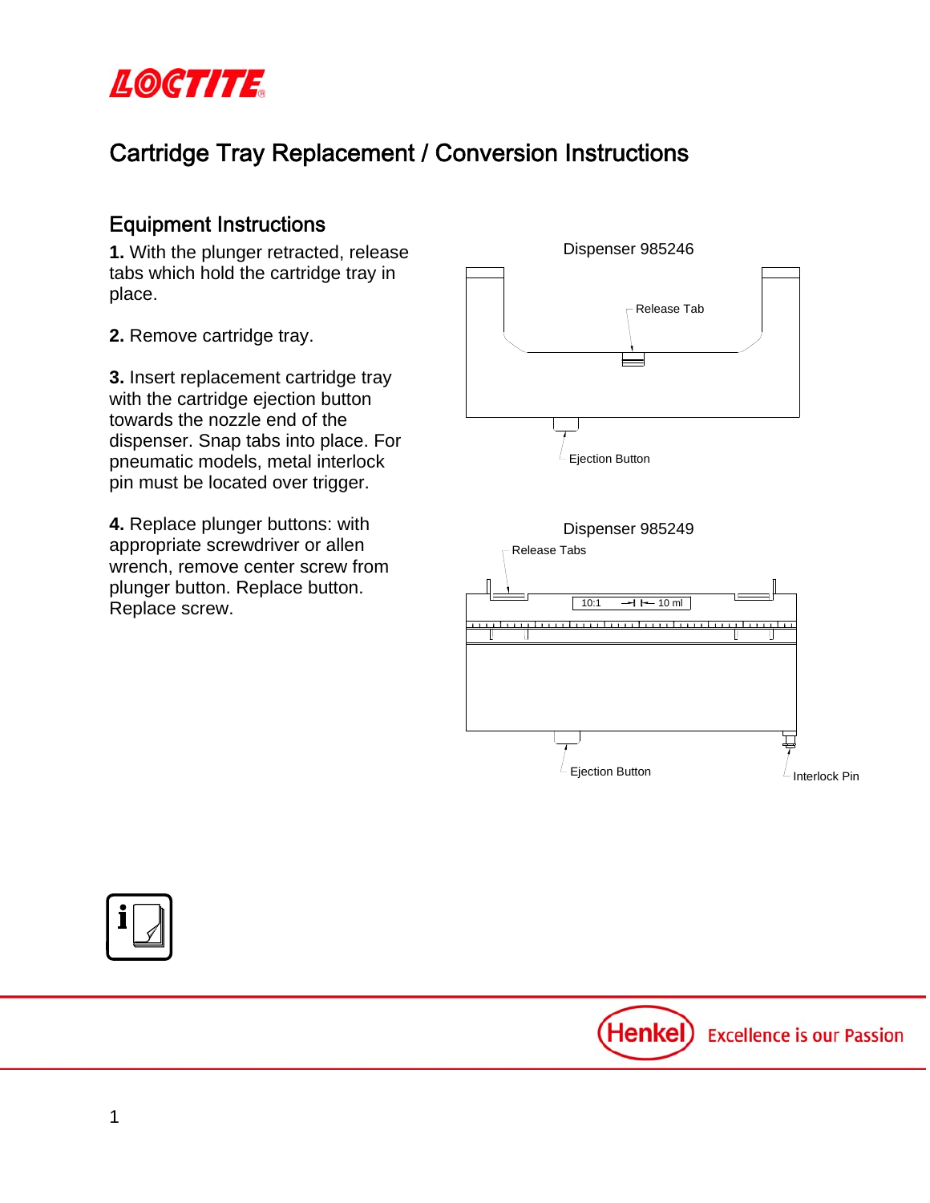# Cartridge Tray Replacement / Conversion Instructions

## Equipment Instructions

**1.** With the plunger retracted, release tabs which hold the cartridge tray in place.

**2.** Remove cartridge tray.

**3.** Insert replacement cartridge tray with the cartridge ejection button towards the nozzle end of the dispenser. Snap tabs into place. For pneumatic models, metal interlock pin must be located over trigger.

**4.** Replace plunger buttons: with appropriate screwdriver or allen wrench, remove center screw from plunger button. Replace button. Replace screw.

Dispenser 985246

Release Tab

Ejection Button

Dispenser 985249

Release Tabs

10:1 10 ml

Ejection Button

Interlock Pin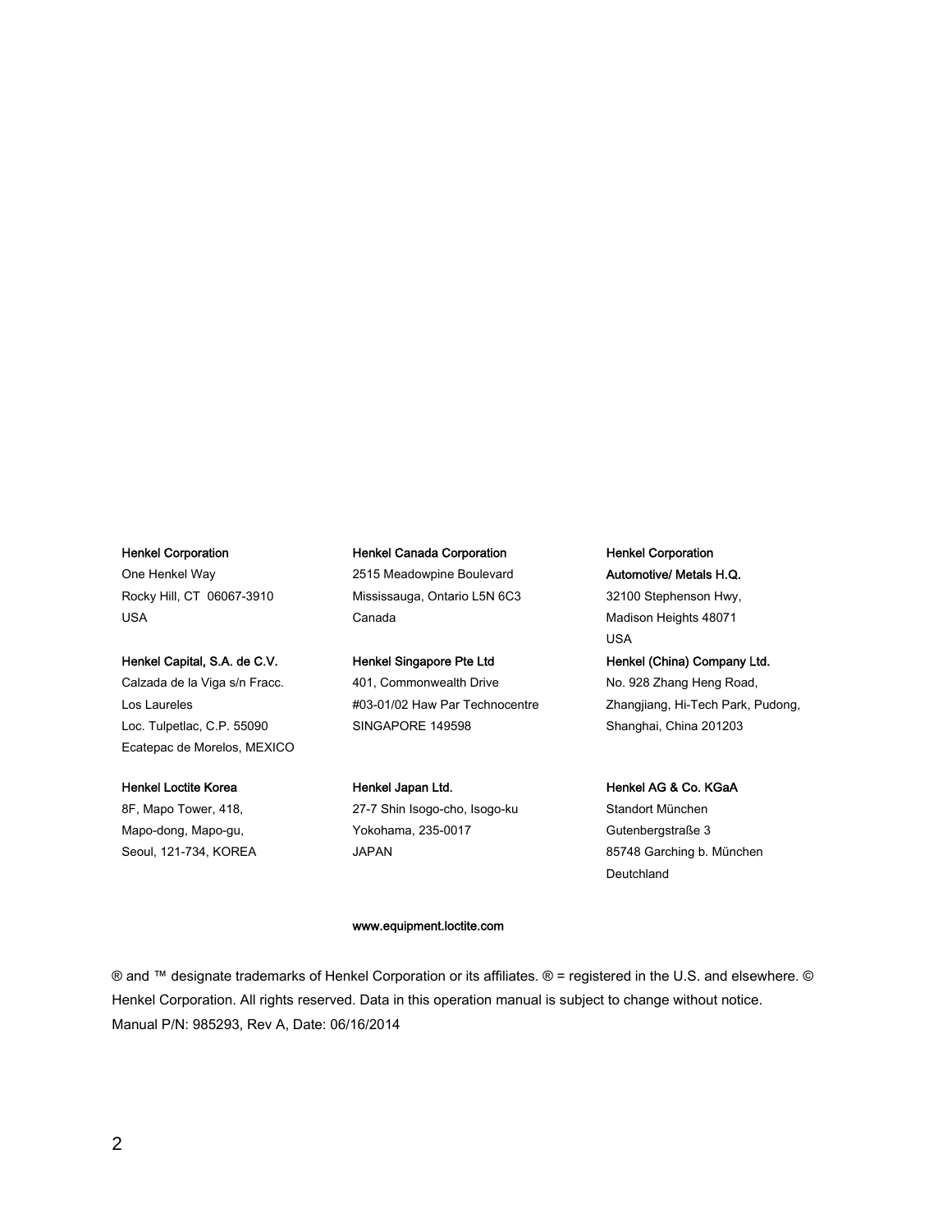**Henkel Corporation**
One Henkel Way
Rocky Hill, CT 06067-3910
USA

**Henkel Canada Corporation**
2515 Meadowpine Boulevard
Mississauga, Ontario L5N 6C3
Canada

**Henkel Corporation**
**Automotive/ Metals H.Q.**
32100 Stephenson Hwy,
Madison Heights 48071
USA

**Henkel Capital, S.A. de C.V.**
Calzada de la Viga s/n Fracc.
Los Laureles
Loc. Tulpetlac, C.P. 55090
Ecatepac de Morelos, MEXICO

**Henkel Singapore Pte Ltd**
401, Commonwealth Drive
#03-01/02 Haw Par Technocentre
SINGAPORE 149598

**Henkel (China) Company Ltd.**
No. 928 Zhang Heng Road,
Zhangjiang, Hi-Tech Park, Pudong,
Shanghai, China 201203

**Henkel Loctite Korea**
8F, Mapo Tower, 418,
Mapo-dong, Mapo-gu,
Seoul, 121-734, KOREA

**Henkel Japan Ltd.**
27-7 Shin Isogo-cho, Isogo-ku
Yokohama, 235-0017
JAPAN

**Henkel AG & Co. KGaA**
Standort München
Gutenbergstraße 3
85748 Garching b. München
Deutchland

**www.equipment.loctite.com**

® and ™ designate trademarks of Henkel Corporation or its affiliates. ® = registered in the U.S. and elsewhere. © Henkel Corporation. All rights reserved. Data in this operation manual is subject to change without notice.
Manual P/N: 985293, Rev A, Date: 06/16/2014